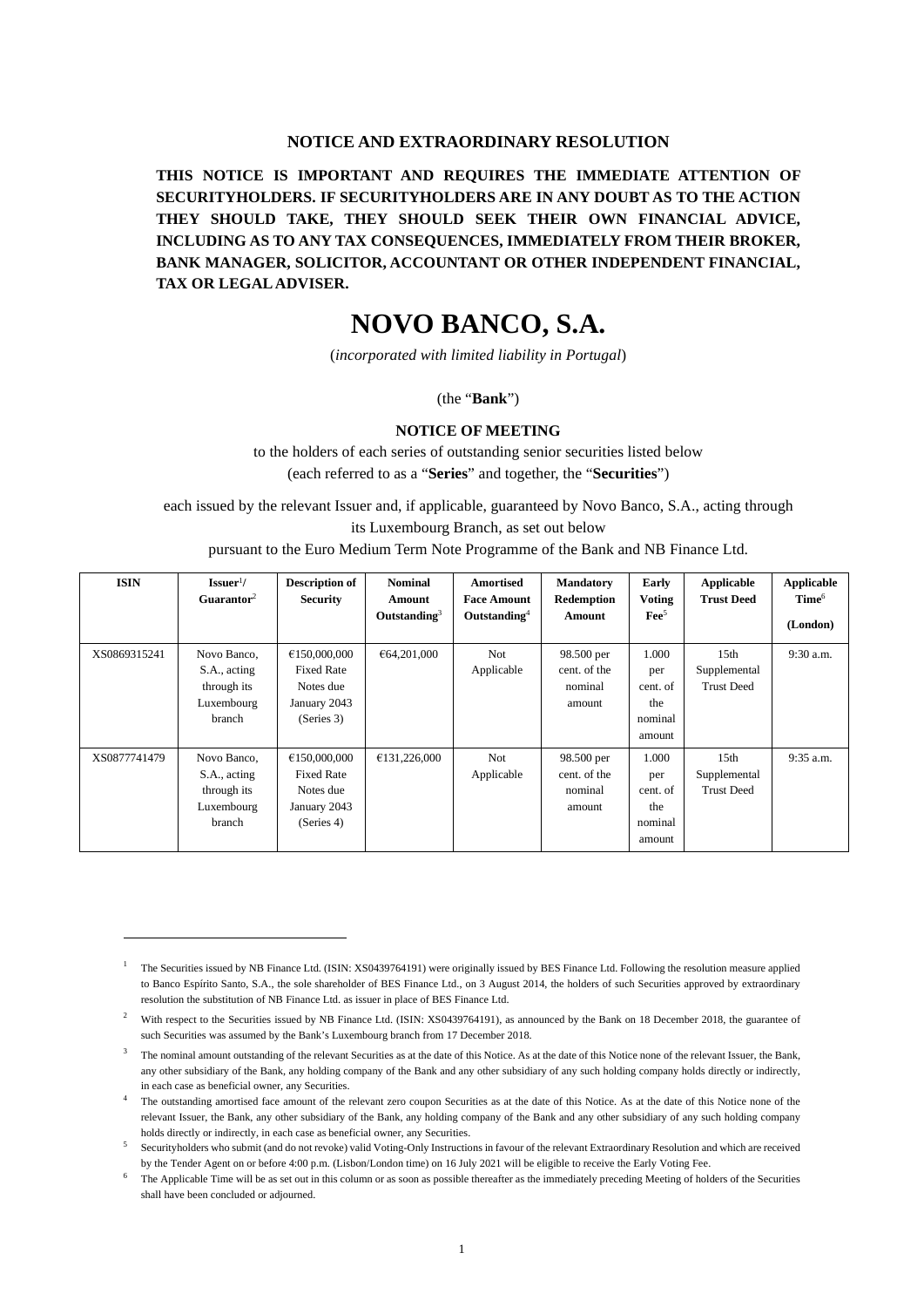**NOTICE AND EXTRAORDINARY RESOLUTION**

**THIS NOTICE IS IMPORTANT AND REQUIRES THE IMMEDIATE ATTENTION OF SECURITYHOLDERS. IF SECURITYHOLDERS ARE IN ANY DOUBT AS TO THE ACTION THEY SHOULD TAKE, THEY SHOULD SEEK THEIR OWN FINANCIAL ADVICE, INCLUDING AS TO ANY TAX CONSEQUENCES, IMMEDIATELY FROM THEIR BROKER, BANK MANAGER, SOLICITOR, ACCOUNTANT OR OTHER INDEPENDENT FINANCIAL, TAX OR LEGAL ADVISER.**

# NOVO BANCO, S.A.

(*incorporated with limited liability in Portugal*)

(the "**Bank**")

**NOTICE OF MEETING**

to the holders of each series of outstanding senior securities listed below (each referred to as a "**Series**" and together, the "**Securities**")

each issued by the relevant Issuer and, if applicable, guaranteed by Novo Banco, S.A., acting through its Luxembourg Branch, as set out below

pursuant to the Euro Medium Term Note Programme of the Bank and NB Finance Ltd.

| ISIN | Issuer[1]/ Guarantor[2] | Description of Security | Nominal Amount Outstanding[3] | Amortised Face Amount Outstanding[4] | Mandatory Redemption Amount | Early Voting Fee[5] | Applicable Trust Deed | Applicable Time[6] (London) |
|---|---|---|---|---|---|---|---|---|
| XS0869315241 | Novo Banco, S.A., acting through its Luxembourg branch | €150,000,000 Fixed Rate Notes due January 2043 (Series 3) | €64,201,000 | Not Applicable | 98.500 per cent. of the nominal amount | 1.000 per cent. of the nominal amount | 15th Supplemental Trust Deed | 9:30 a.m. |
| XS0877741479 | Novo Banco, S.A., acting through its Luxembourg branch | €150,000,000 Fixed Rate Notes due January 2043 (Series 4) | €131,226,000 | Not Applicable | 98.500 per cent. of the nominal amount | 1.000 per cent. of the nominal amount | 15th Supplemental Trust Deed | 9:35 a.m. |

---

[1] The Securities issued by NB Finance Ltd. (ISIN: XS0439764191) were originally issued by BES Finance Ltd. Following the resolution measure applied to Banco Espírito Santo, S.A., the sole shareholder of BES Finance Ltd., on 3 August 2014, the holders of such Securities approved by extraordinary resolution the substitution of NB Finance Ltd. as issuer in place of BES Finance Ltd.

[2] With respect to the Securities issued by NB Finance Ltd. (ISIN: XS0439764191), as announced by the Bank on 18 December 2018, the guarantee of such Securities was assumed by the Bank's Luxembourg branch from 17 December 2018.

[3] The nominal amount outstanding of the relevant Securities as at the date of this Notice. As at the date of this Notice none of the relevant Issuer, the Bank, any other subsidiary of the Bank, any holding company of the Bank and any other subsidiary of any such holding company holds directly or indirectly, in each case as beneficial owner, any Securities.

[4] The outstanding amortised face amount of the relevant zero coupon Securities as at the date of this Notice. As at the date of this Notice none of the relevant Issuer, the Bank, any other subsidiary of the Bank, any holding company of the Bank and any other subsidiary of any such holding company holds directly or indirectly, in each case as beneficial owner, any Securities.

[5] Securityholders who submit (and do not revoke) valid Voting-Only Instructions in favour of the relevant Extraordinary Resolution and which are received by the Tender Agent on or before 4:00 p.m. (Lisbon/London time) on 16 July 2021 will be eligible to receive the Early Voting Fee.

[6] The Applicable Time will be as set out in this column or as soon as possible thereafter as the immediately preceding Meeting of holders of the Securities shall have been concluded or adjourned.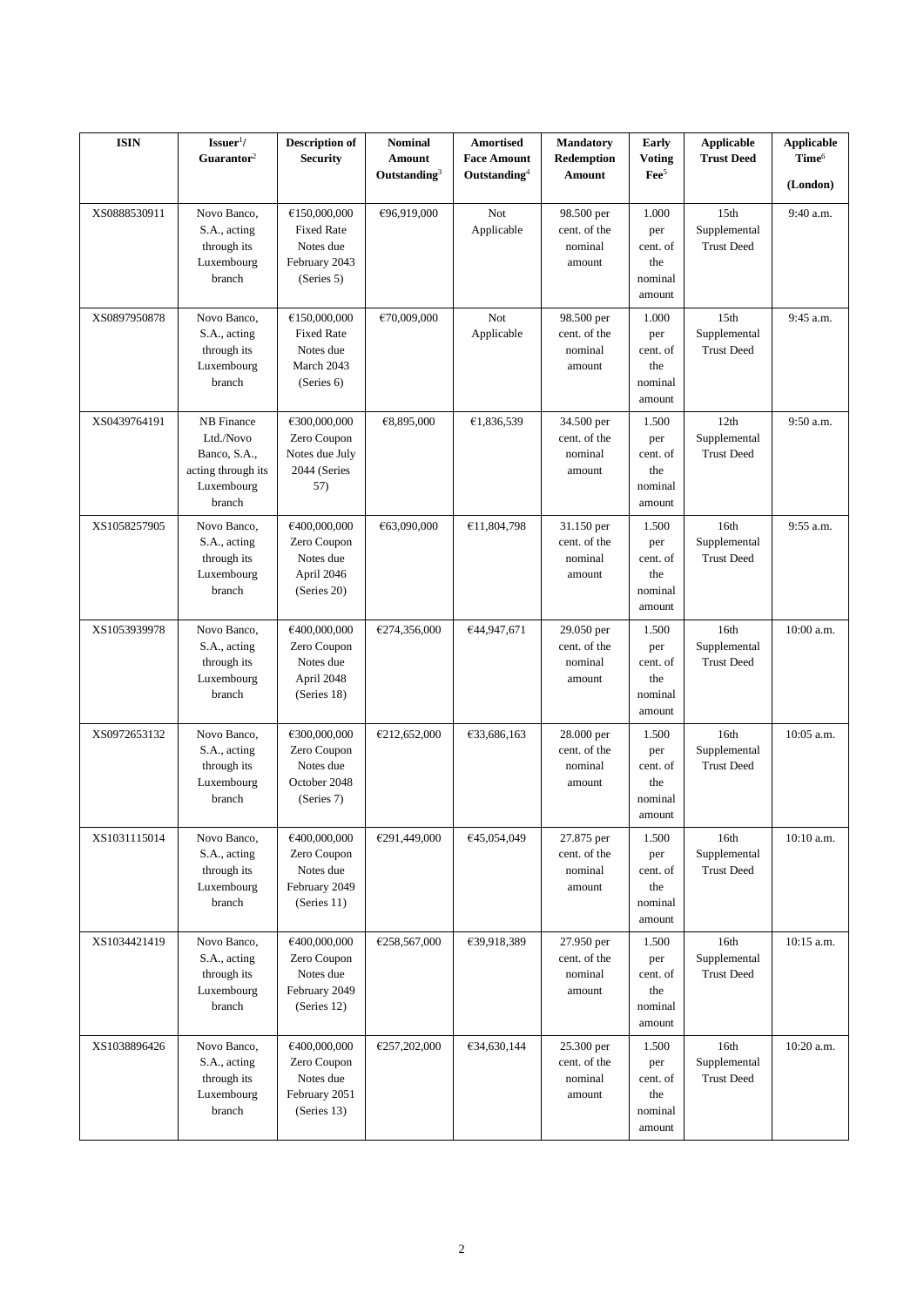| ISIN | Issuer[1]/ Guarantor[2] | Description of Security | Nominal Amount Outstanding[3] | Amortised Face Amount Outstanding[4] | Mandatory Redemption Amount | Early Voting Fee[5] | Applicable Trust Deed | Applicable Time[6] (London) |
|---|---|---|---|---|---|---|---|---|
| XS0888530911 | Novo Banco, S.A., acting through its Luxembourg branch | €150,000,000 Fixed Rate Notes due February 2043 (Series 5) | €96,919,000 | Not Applicable | 98.500 per cent. of the nominal amount | 1.000 per cent. of the nominal amount | 15th Supplemental Trust Deed | 9:40 a.m. |
| XS0897950878 | Novo Banco, S.A., acting through its Luxembourg branch | €150,000,000 Fixed Rate Notes due March 2043 (Series 6) | €70,009,000 | Not Applicable | 98.500 per cent. of the nominal amount | 1.000 per cent. of the nominal amount | 15th Supplemental Trust Deed | 9:45 a.m. |
| XS0439764191 | NB Finance Ltd./Novo Banco, S.A., acting through its Luxembourg branch | €300,000,000 Zero Coupon Notes due July 2044 (Series 57) | €8,895,000 | €1,836,539 | 34.500 per cent. of the nominal amount | 1.500 per cent. of the nominal amount | 12th Supplemental Trust Deed | 9:50 a.m. |
| XS1058257905 | Novo Banco, S.A., acting through its Luxembourg branch | €400,000,000 Zero Coupon Notes due April 2046 (Series 20) | €63,090,000 | €11,804,798 | 31.150 per cent. of the nominal amount | 1.500 per cent. of the nominal amount | 16th Supplemental Trust Deed | 9:55 a.m. |
| XS1053939978 | Novo Banco, S.A., acting through its Luxembourg branch | €400,000,000 Zero Coupon Notes due April 2048 (Series 18) | €274,356,000 | €44,947,671 | 29.050 per cent. of the nominal amount | 1.500 per cent. of the nominal amount | 16th Supplemental Trust Deed | 10:00 a.m. |
| XS0972653132 | Novo Banco, S.A., acting through its Luxembourg branch | €300,000,000 Zero Coupon Notes due October 2048 (Series 7) | €212,652,000 | €33,686,163 | 28.000 per cent. of the nominal amount | 1.500 per cent. of the nominal amount | 16th Supplemental Trust Deed | 10:05 a.m. |
| XS1031115014 | Novo Banco, S.A., acting through its Luxembourg branch | €400,000,000 Zero Coupon Notes due February 2049 (Series 11) | €291,449,000 | €45,054,049 | 27.875 per cent. of the nominal amount | 1.500 per cent. of the nominal amount | 16th Supplemental Trust Deed | 10:10 a.m. |
| XS1034421419 | Novo Banco, S.A., acting through its Luxembourg branch | €400,000,000 Zero Coupon Notes due February 2049 (Series 12) | €258,567,000 | €39,918,389 | 27.950 per cent. of the nominal amount | 1.500 per cent. of the nominal amount | 16th Supplemental Trust Deed | 10:15 a.m. |
| XS1038896426 | Novo Banco, S.A., acting through its Luxembourg branch | €400,000,000 Zero Coupon Notes due February 2051 (Series 13) | €257,202,000 | €34,630,144 | 25.300 per cent. of the nominal amount | 1.500 per cent. of the nominal amount | 16th Supplemental Trust Deed | 10:20 a.m. |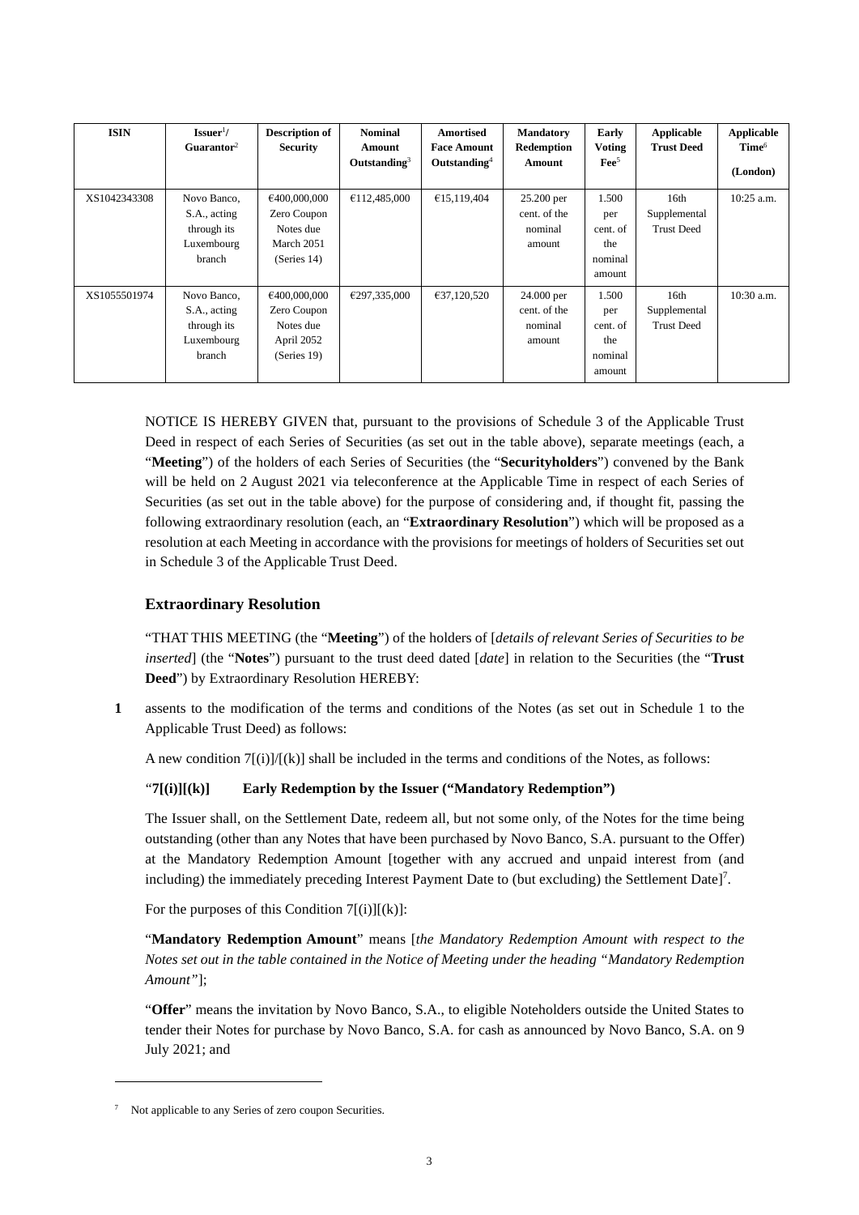| ISIN | Issuer[1]/ Guarantor[2] | Description of Security | Nominal Amount Outstanding[3] | Amortised Face Amount Outstanding[4] | Mandatory Redemption Amount | Early Voting Fee[5] | Applicable Trust Deed | Applicable Time[6] (London) |
|---|---|---|---|---|---|---|---|---|
| XS1042343308 | Novo Banco, S.A., acting through its Luxembourg branch | €400,000,000 Zero Coupon Notes due March 2051 (Series 14) | €112,485,000 | €15,119,404 | 25.200 per cent. of the nominal amount | 1.500 per cent. of the nominal amount | 16th Supplemental Trust Deed | 10:25 a.m. |
| XS1055501974 | Novo Banco, S.A., acting through its Luxembourg branch | €400,000,000 Zero Coupon Notes due April 2052 (Series 19) | €297,335,000 | €37,120,520 | 24.000 per cent. of the nominal amount | 1.500 per cent. of the nominal amount | 16th Supplemental Trust Deed | 10:30 a.m. |

NOTICE IS HEREBY GIVEN that, pursuant to the provisions of Schedule 3 of the Applicable Trust Deed in respect of each Series of Securities (as set out in the table above), separate meetings (each, a "**Meeting**") of the holders of each Series of Securities (the "**Securityholders**") convened by the Bank will be held on 2 August 2021 via teleconference at the Applicable Time in respect of each Series of Securities (as set out in the table above) for the purpose of considering and, if thought fit, passing the following extraordinary resolution (each, an "**Extraordinary Resolution**") which will be proposed as a resolution at each Meeting in accordance with the provisions for meetings of holders of Securities set out in Schedule 3 of the Applicable Trust Deed.

## Extraordinary Resolution

"THAT THIS MEETING (the "**Meeting**") of the holders of [*details of relevant Series of Securities to be inserted*] (the "**Notes**") pursuant to the trust deed dated [*date*] in relation to the Securities (the "**Trust Deed**") by Extraordinary Resolution HEREBY:

**1** assents to the modification of the terms and conditions of the Notes (as set out in Schedule 1 to the Applicable Trust Deed) as follows:

A new condition 7[(i)]/[(k)] shall be included in the terms and conditions of the Notes, as follows:

"**7[(i)][(k)] Early Redemption by the Issuer ("Mandatory Redemption")**

The Issuer shall, on the Settlement Date, redeem all, but not some only, of the Notes for the time being outstanding (other than any Notes that have been purchased by Novo Banco, S.A. pursuant to the Offer) at the Mandatory Redemption Amount [together with any accrued and unpaid interest from (and including) the immediately preceding Interest Payment Date to (but excluding) the Settlement Date][7].

For the purposes of this Condition 7[(i)][(k)]:

"**Mandatory Redemption Amount**" means [*the Mandatory Redemption Amount with respect to the Notes set out in the table contained in the Notice of Meeting under the heading "Mandatory Redemption Amount"*];

"**Offer**" means the invitation by Novo Banco, S.A., to eligible Noteholders outside the United States to tender their Notes for purchase by Novo Banco, S.A. for cash as announced by Novo Banco, S.A. on 9 July 2021; and

[7] Not applicable to any Series of zero coupon Securities.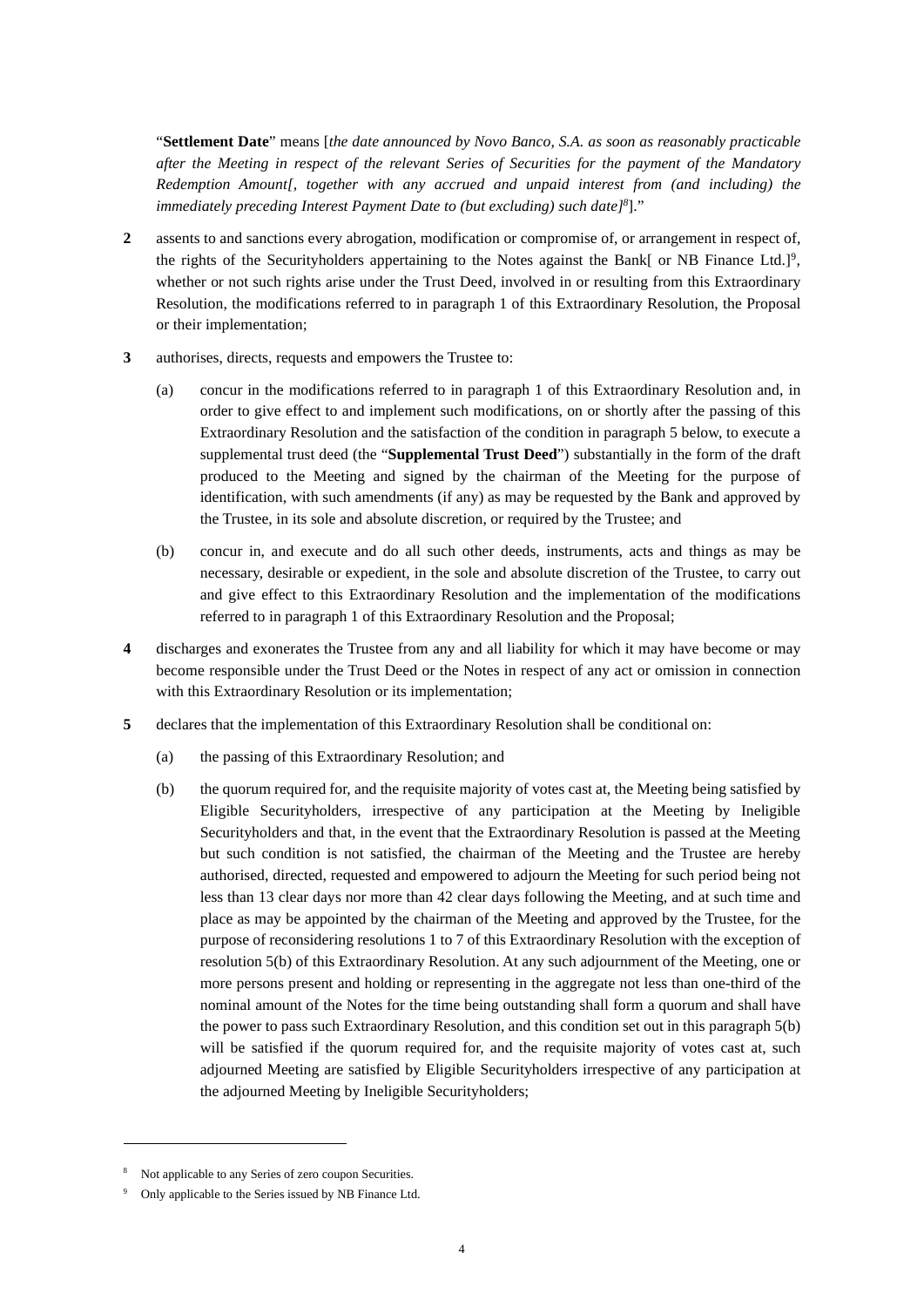"**Settlement Date**" means [*the date announced by Novo Banco, S.A. as soon as reasonably practicable after the Meeting in respect of the relevant Series of Securities for the payment of the Mandatory Redemption Amount[, together with any accrued and unpaid interest from (and including) the immediately preceding Interest Payment Date to (but excluding) such date]*[8]]."

**2** assents to and sanctions every abrogation, modification or compromise of, or arrangement in respect of, the rights of the Securityholders appertaining to the Notes against the Bank[ or NB Finance Ltd.][9], whether or not such rights arise under the Trust Deed, involved in or resulting from this Extraordinary Resolution, the modifications referred to in paragraph 1 of this Extraordinary Resolution, the Proposal or their implementation;

**3** authorises, directs, requests and empowers the Trustee to:

(a) concur in the modifications referred to in paragraph 1 of this Extraordinary Resolution and, in order to give effect to and implement such modifications, on or shortly after the passing of this Extraordinary Resolution and the satisfaction of the condition in paragraph 5 below, to execute a supplemental trust deed (the "**Supplemental Trust Deed**") substantially in the form of the draft produced to the Meeting and signed by the chairman of the Meeting for the purpose of identification, with such amendments (if any) as may be requested by the Bank and approved by the Trustee, in its sole and absolute discretion, or required by the Trustee; and

(b) concur in, and execute and do all such other deeds, instruments, acts and things as may be necessary, desirable or expedient, in the sole and absolute discretion of the Trustee, to carry out and give effect to this Extraordinary Resolution and the implementation of the modifications referred to in paragraph 1 of this Extraordinary Resolution and the Proposal;

**4** discharges and exonerates the Trustee from any and all liability for which it may have become or may become responsible under the Trust Deed or the Notes in respect of any act or omission in connection with this Extraordinary Resolution or its implementation;

**5** declares that the implementation of this Extraordinary Resolution shall be conditional on:

(a) the passing of this Extraordinary Resolution; and

(b) the quorum required for, and the requisite majority of votes cast at, the Meeting being satisfied by Eligible Securityholders, irrespective of any participation at the Meeting by Ineligible Securityholders and that, in the event that the Extraordinary Resolution is passed at the Meeting but such condition is not satisfied, the chairman of the Meeting and the Trustee are hereby authorised, directed, requested and empowered to adjourn the Meeting for such period being not less than 13 clear days nor more than 42 clear days following the Meeting, and at such time and place as may be appointed by the chairman of the Meeting and approved by the Trustee, for the purpose of reconsidering resolutions 1 to 7 of this Extraordinary Resolution with the exception of resolution 5(b) of this Extraordinary Resolution. At any such adjournment of the Meeting, one or more persons present and holding or representing in the aggregate not less than one-third of the nominal amount of the Notes for the time being outstanding shall form a quorum and shall have the power to pass such Extraordinary Resolution, and this condition set out in this paragraph 5(b) will be satisfied if the quorum required for, and the requisite majority of votes cast at, such adjourned Meeting are satisfied by Eligible Securityholders irrespective of any participation at the adjourned Meeting by Ineligible Securityholders;

---

[8] Not applicable to any Series of zero coupon Securities.

[9] Only applicable to the Series issued by NB Finance Ltd.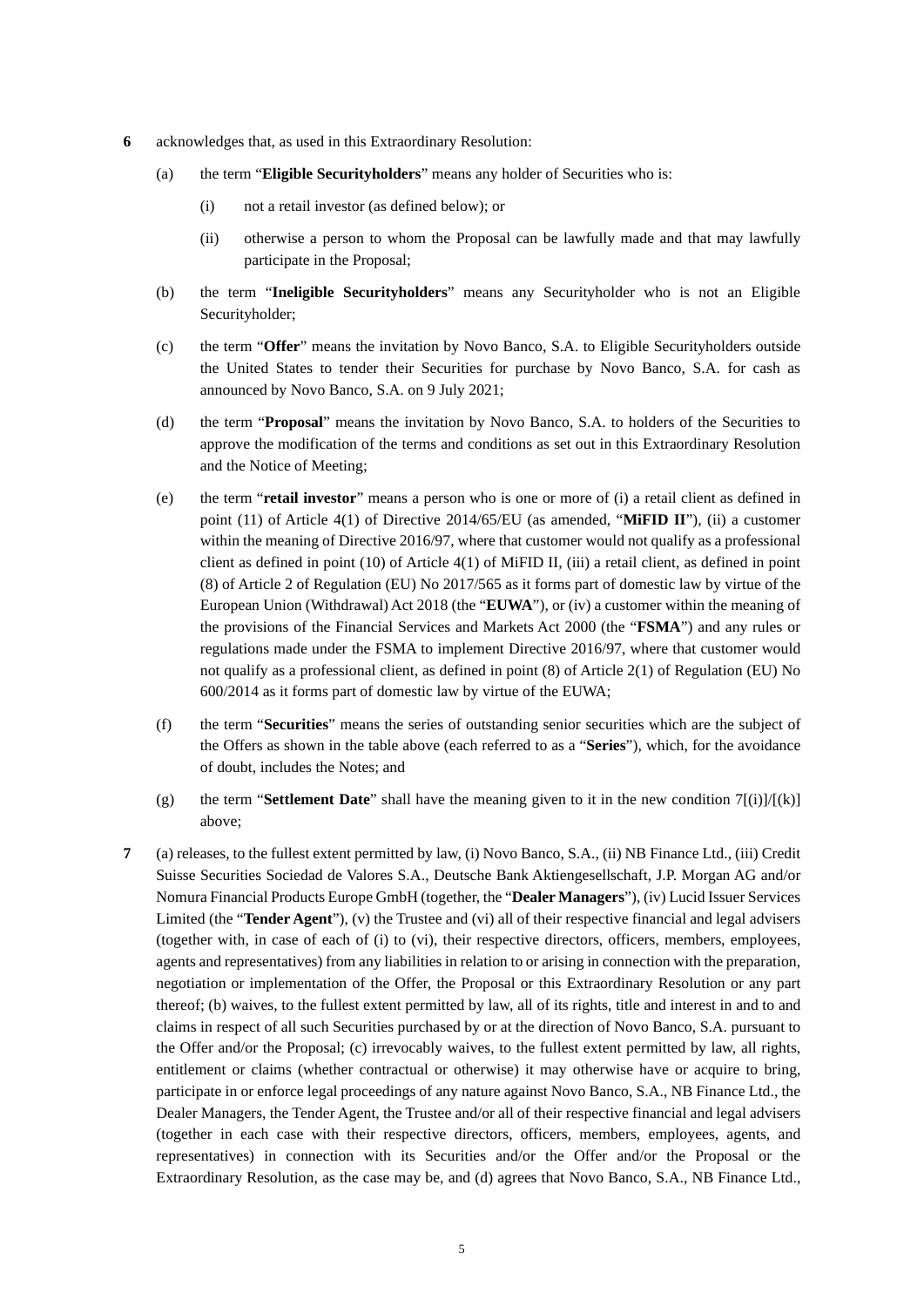**6** acknowledges that, as used in this Extraordinary Resolution:

(a) the term "**Eligible Securityholders**" means any holder of Securities who is:

(i) not a retail investor (as defined below); or

(ii) otherwise a person to whom the Proposal can be lawfully made and that may lawfully participate in the Proposal;

(b) the term "**Ineligible Securityholders**" means any Securityholder who is not an Eligible Securityholder;

(c) the term "**Offer**" means the invitation by Novo Banco, S.A. to Eligible Securityholders outside the United States to tender their Securities for purchase by Novo Banco, S.A. for cash as announced by Novo Banco, S.A. on 9 July 2021;

(d) the term "**Proposal**" means the invitation by Novo Banco, S.A. to holders of the Securities to approve the modification of the terms and conditions as set out in this Extraordinary Resolution and the Notice of Meeting;

(e) the term "**retail investor**" means a person who is one or more of (i) a retail client as defined in point (11) of Article 4(1) of Directive 2014/65/EU (as amended, "**MiFID II**"), (ii) a customer within the meaning of Directive 2016/97, where that customer would not qualify as a professional client as defined in point (10) of Article 4(1) of MiFID II, (iii) a retail client, as defined in point (8) of Article 2 of Regulation (EU) No 2017/565 as it forms part of domestic law by virtue of the European Union (Withdrawal) Act 2018 (the "**EUWA**"), or (iv) a customer within the meaning of the provisions of the Financial Services and Markets Act 2000 (the "**FSMA**") and any rules or regulations made under the FSMA to implement Directive 2016/97, where that customer would not qualify as a professional client, as defined in point (8) of Article 2(1) of Regulation (EU) No 600/2014 as it forms part of domestic law by virtue of the EUWA;

(f) the term "**Securities**" means the series of outstanding senior securities which are the subject of the Offers as shown in the table above (each referred to as a "**Series**"), which, for the avoidance of doubt, includes the Notes; and

(g) the term "**Settlement Date**" shall have the meaning given to it in the new condition 7[(i)]/[(k)] above;

**7** (a) releases, to the fullest extent permitted by law, (i) Novo Banco, S.A., (ii) NB Finance Ltd., (iii) Credit Suisse Securities Sociedad de Valores S.A., Deutsche Bank Aktiengesellschaft, J.P. Morgan AG and/or Nomura Financial Products Europe GmbH (together, the "**Dealer Managers**"), (iv) Lucid Issuer Services Limited (the "**Tender Agent**"), (v) the Trustee and (vi) all of their respective financial and legal advisers (together with, in case of each of (i) to (vi), their respective directors, officers, members, employees, agents and representatives) from any liabilities in relation to or arising in connection with the preparation, negotiation or implementation of the Offer, the Proposal or this Extraordinary Resolution or any part thereof; (b) waives, to the fullest extent permitted by law, all of its rights, title and interest in and to and claims in respect of all such Securities purchased by or at the direction of Novo Banco, S.A. pursuant to the Offer and/or the Proposal; (c) irrevocably waives, to the fullest extent permitted by law, all rights, entitlement or claims (whether contractual or otherwise) it may otherwise have or acquire to bring, participate in or enforce legal proceedings of any nature against Novo Banco, S.A., NB Finance Ltd., the Dealer Managers, the Tender Agent, the Trustee and/or all of their respective financial and legal advisers (together in each case with their respective directors, officers, members, employees, agents, and representatives) in connection with its Securities and/or the Offer and/or the Proposal or the Extraordinary Resolution, as the case may be, and (d) agrees that Novo Banco, S.A., NB Finance Ltd.,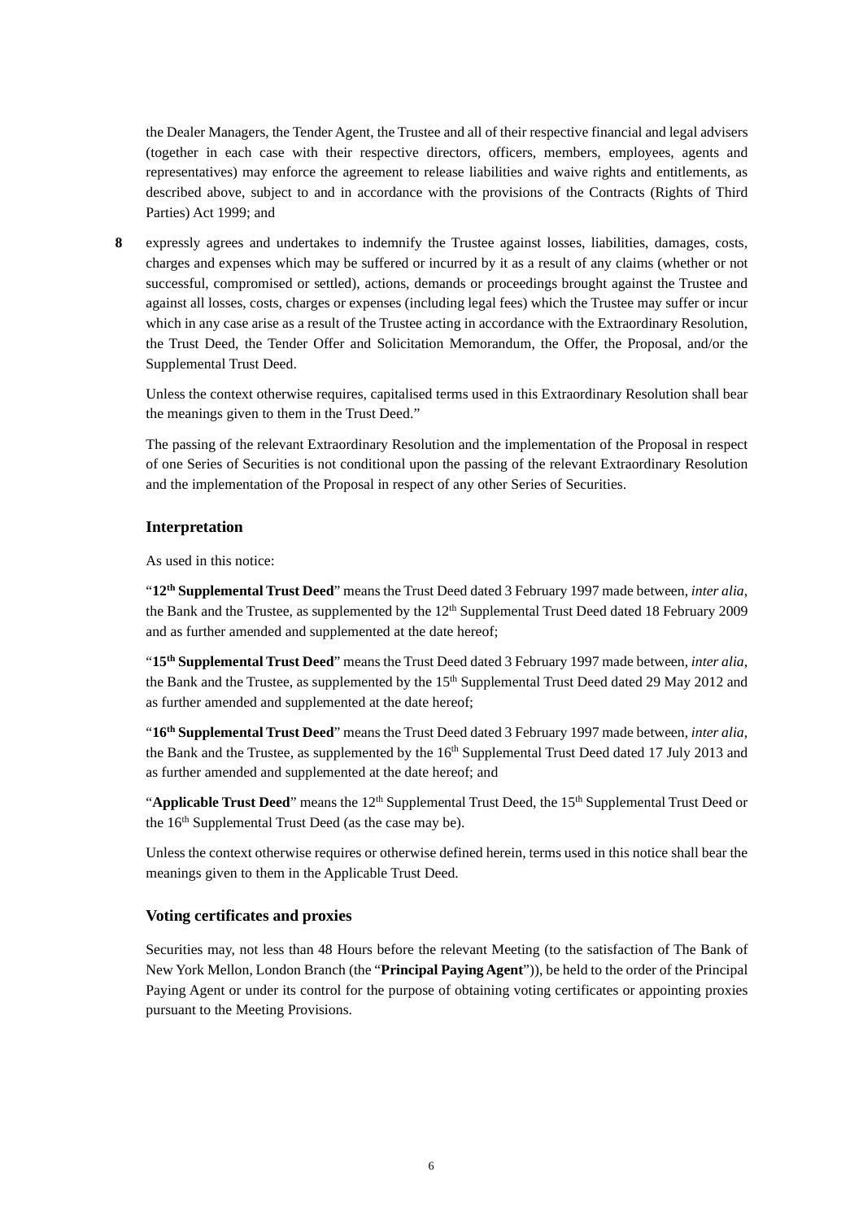the Dealer Managers, the Tender Agent, the Trustee and all of their respective financial and legal advisers (together in each case with their respective directors, officers, members, employees, agents and representatives) may enforce the agreement to release liabilities and waive rights and entitlements, as described above, subject to and in accordance with the provisions of the Contracts (Rights of Third Parties) Act 1999; and

**8** expressly agrees and undertakes to indemnify the Trustee against losses, liabilities, damages, costs, charges and expenses which may be suffered or incurred by it as a result of any claims (whether or not successful, compromised or settled), actions, demands or proceedings brought against the Trustee and against all losses, costs, charges or expenses (including legal fees) which the Trustee may suffer or incur which in any case arise as a result of the Trustee acting in accordance with the Extraordinary Resolution, the Trust Deed, the Tender Offer and Solicitation Memorandum, the Offer, the Proposal, and/or the Supplemental Trust Deed.

Unless the context otherwise requires, capitalised terms used in this Extraordinary Resolution shall bear the meanings given to them in the Trust Deed."

The passing of the relevant Extraordinary Resolution and the implementation of the Proposal in respect of one Series of Securities is not conditional upon the passing of the relevant Extraordinary Resolution and the implementation of the Proposal in respect of any other Series of Securities.

## Interpretation

As used in this notice:

"**12th Supplemental Trust Deed**" means the Trust Deed dated 3 February 1997 made between, *inter alia*, the Bank and the Trustee, as supplemented by the 12th Supplemental Trust Deed dated 18 February 2009 and as further amended and supplemented at the date hereof;

"**15th Supplemental Trust Deed**" means the Trust Deed dated 3 February 1997 made between, *inter alia*, the Bank and the Trustee, as supplemented by the 15th Supplemental Trust Deed dated 29 May 2012 and as further amended and supplemented at the date hereof;

"**16th Supplemental Trust Deed**" means the Trust Deed dated 3 February 1997 made between, *inter alia*, the Bank and the Trustee, as supplemented by the 16th Supplemental Trust Deed dated 17 July 2013 and as further amended and supplemented at the date hereof; and

"**Applicable Trust Deed**" means the 12th Supplemental Trust Deed, the 15th Supplemental Trust Deed or the 16th Supplemental Trust Deed (as the case may be).

Unless the context otherwise requires or otherwise defined herein, terms used in this notice shall bear the meanings given to them in the Applicable Trust Deed.

## Voting certificates and proxies

Securities may, not less than 48 Hours before the relevant Meeting (to the satisfaction of The Bank of New York Mellon, London Branch (the "**Principal Paying Agent**")), be held to the order of the Principal Paying Agent or under its control for the purpose of obtaining voting certificates or appointing proxies pursuant to the Meeting Provisions.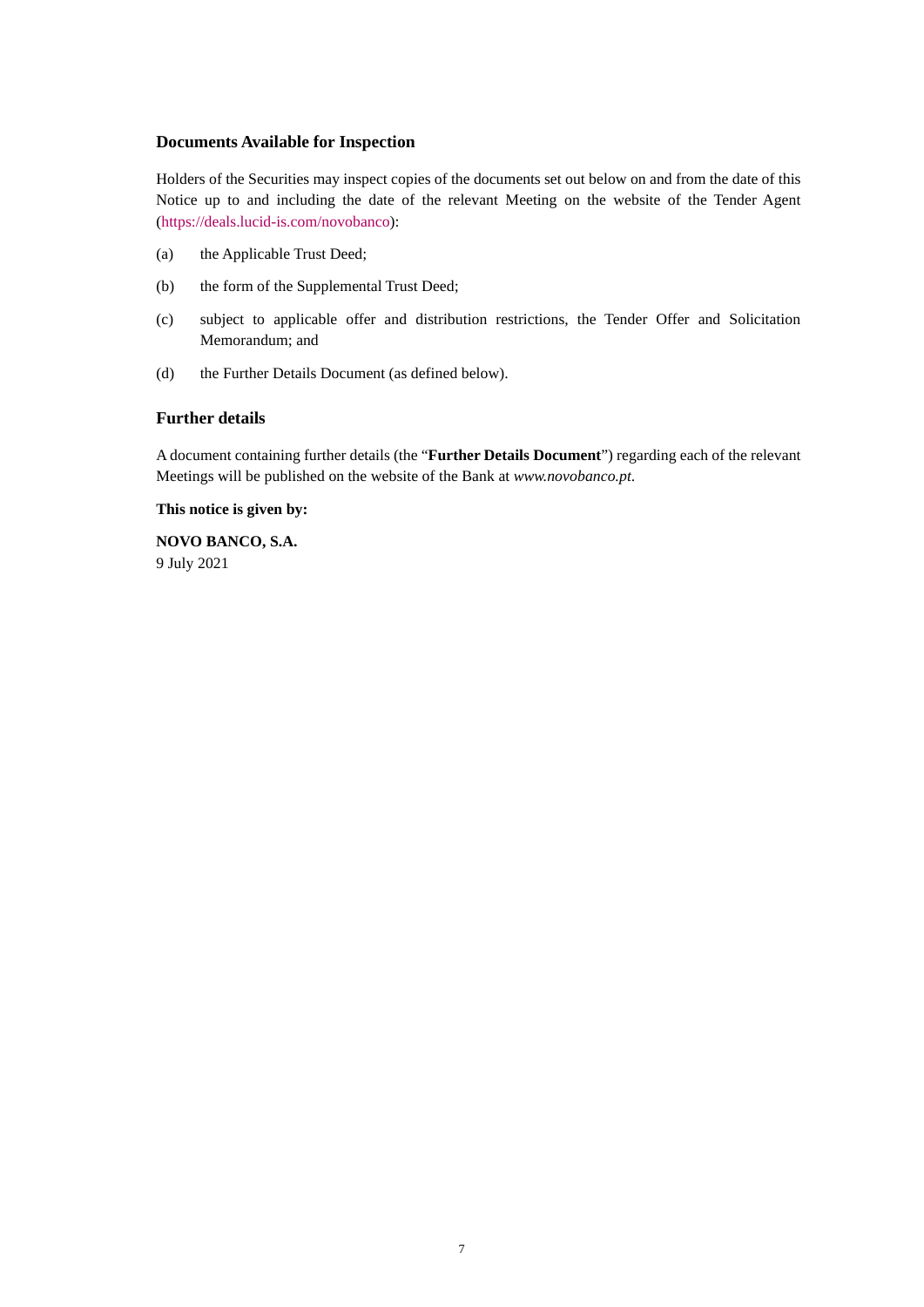## Documents Available for Inspection

Holders of the Securities may inspect copies of the documents set out below on and from the date of this Notice up to and including the date of the relevant Meeting on the website of the Tender Agent (https://deals.lucid-is.com/novobanco):

(a) the Applicable Trust Deed;

(b) the form of the Supplemental Trust Deed;

(c) subject to applicable offer and distribution restrictions, the Tender Offer and Solicitation Memorandum; and

(d) the Further Details Document (as defined below).

## Further details

A document containing further details (the "**Further Details Document**") regarding each of the relevant Meetings will be published on the website of the Bank at *www.novobanco.pt*.

**This notice is given by:**

**NOVO BANCO, S.A.**
9 July 2021